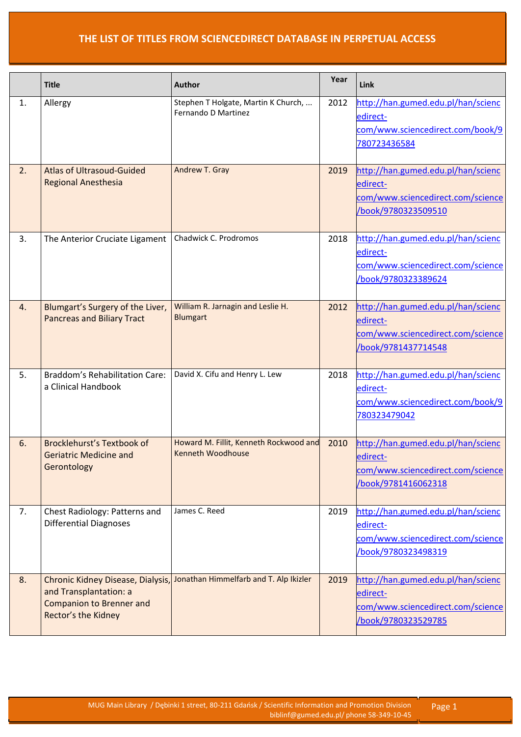# THE LIST OF TITLES FROM SCIENCEDIRECT DATABASE IN PERPETUAL ACCESS

| | Title | Author | Year | Link |
|---|---|---|---|---|
| 1. | Allergy | Stephen T Holgate, Martin K Church, ... Fernando D Martinez | 2012 | http://han.gumed.edu.pl/han/sciencedirect-com/www.sciencedirect.com/book/9780723436584 |
| 2. | Atlas of Ultrasoud-Guided Regional Anesthesia | Andrew T. Gray | 2019 | http://han.gumed.edu.pl/han/sciencedirect-com/www.sciencedirect.com/science/book/9780323509510 |
| 3. | The Anterior Cruciate Ligament | Chadwick C. Prodromos | 2018 | http://han.gumed.edu.pl/han/sciencedirect-com/www.sciencedirect.com/science/book/9780323389624 |
| 4. | Blumgart's Surgery of the Liver, Pancreas and Biliary Tract | William R. Jarnagin and Leslie H. Blumgart | 2012 | http://han.gumed.edu.pl/han/sciencedirect-com/www.sciencedirect.com/science/book/9781437714548 |
| 5. | Braddom's Rehabilitation Care: a Clinical Handbook | David X. Cifu and Henry L. Lew | 2018 | http://han.gumed.edu.pl/han/sciencedirect-com/www.sciencedirect.com/book/9780323479042 |
| 6. | Brocklehurst's Textbook of Geriatric Medicine and Gerontology | Howard M. Fillit, Kenneth Rockwood and Kenneth Woodhouse | 2010 | http://han.gumed.edu.pl/han/sciencedirect-com/www.sciencedirect.com/science/book/9781416062318 |
| 7. | Chest Radiology: Patterns and Differential Diagnoses | James C. Reed | 2019 | http://han.gumed.edu.pl/han/sciencedirect-com/www.sciencedirect.com/science/book/9780323498319 |
| 8. | Chronic Kidney Disease, Dialysis, and Transplantation: a Companion to Brenner and Rector's the Kidney | Jonathan Himmelfarb and T. Alp Ikizler | 2019 | http://han.gumed.edu.pl/han/sciencedirect-com/www.sciencedirect.com/science/book/9780323529785 |

MUG Main Library / Dębinki 1 street, 80-211 Gdańsk / Scientific Information and Promotion Division
biblinf@gumed.edu.pl/ phone 58-349-10-45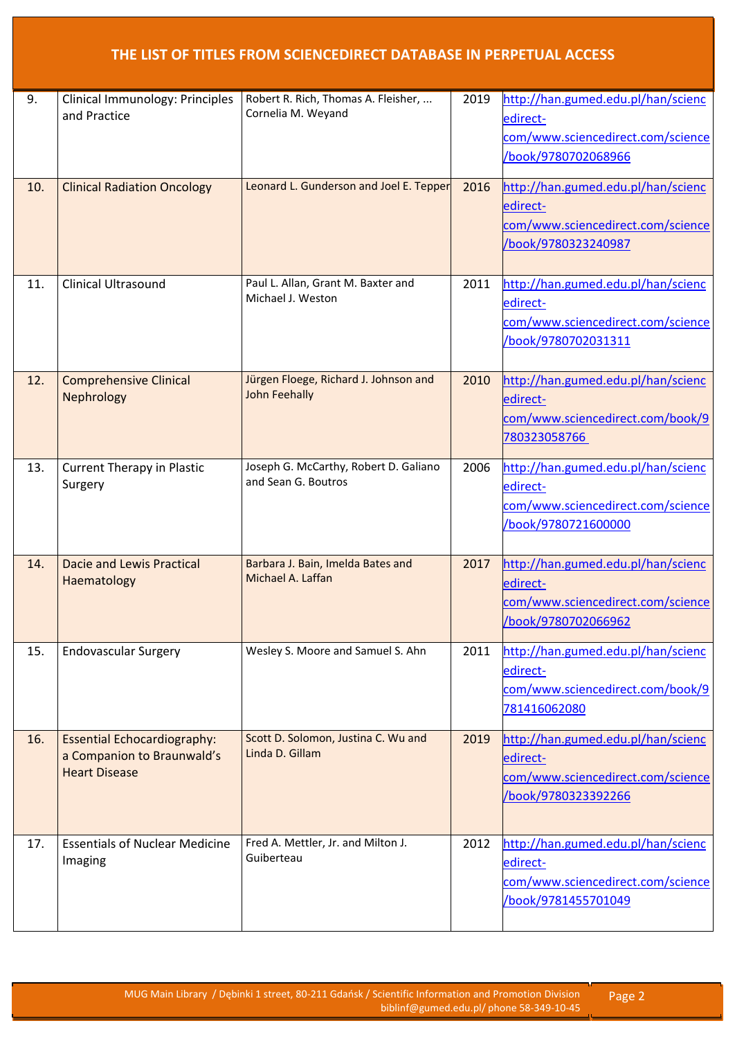# THE LIST OF TITLES FROM SCIENCEDIRECT DATABASE IN PERPETUAL ACCESS

| | | | | |
|---|---|---|---|---|
| 9. | Clinical Immunology: Principles and Practice | Robert R. Rich, Thomas A. Fleisher, ... Cornelia M. Weyand | 2019 | http://han.gumed.edu.pl/han/sciencedirect-com/www.sciencedirect.com/science/book/9780702068966 |
| 10. | Clinical Radiation Oncology | Leonard L. Gunderson and Joel E. Tepper | 2016 | http://han.gumed.edu.pl/han/sciencedirect-com/www.sciencedirect.com/science/book/9780323240987 |
| 11. | Clinical Ultrasound | Paul L. Allan, Grant M. Baxter and Michael J. Weston | 2011 | http://han.gumed.edu.pl/han/sciencedirect-com/www.sciencedirect.com/science/book/9780702031311 |
| 12. | Comprehensive Clinical Nephrology | Jürgen Floege, Richard J. Johnson and John Feehally | 2010 | http://han.gumed.edu.pl/han/sciencedirect-com/www.sciencedirect.com/book/9780323058766 |
| 13. | Current Therapy in Plastic Surgery | Joseph G. McCarthy, Robert D. Galiano and Sean G. Boutros | 2006 | http://han.gumed.edu.pl/han/sciencedirect-com/www.sciencedirect.com/science/book/9780721600000 |
| 14. | Dacie and Lewis Practical Haematology | Barbara J. Bain, Imelda Bates and Michael A. Laffan | 2017 | http://han.gumed.edu.pl/han/sciencedirect-com/www.sciencedirect.com/science/book/9780702066962 |
| 15. | Endovascular Surgery | Wesley S. Moore and Samuel S. Ahn | 2011 | http://han.gumed.edu.pl/han/sciencedirect-com/www.sciencedirect.com/book/9781416062080 |
| 16. | Essential Echocardiography: a Companion to Braunwald's Heart Disease | Scott D. Solomon, Justina C. Wu and Linda D. Gillam | 2019 | http://han.gumed.edu.pl/han/sciencedirect-com/www.sciencedirect.com/science/book/9780323392266 |
| 17. | Essentials of Nuclear Medicine Imaging | Fred A. Mettler, Jr. and Milton J. Guiberteau | 2012 | http://han.gumed.edu.pl/han/sciencedirect-com/www.sciencedirect.com/science/book/9781455701049 |

MUG Main Library / Dębinki 1 street, 80-211 Gdańsk / Scientific Information and Promotion Division
biblinf@gumed.edu.pl/ phone 58-349-10-45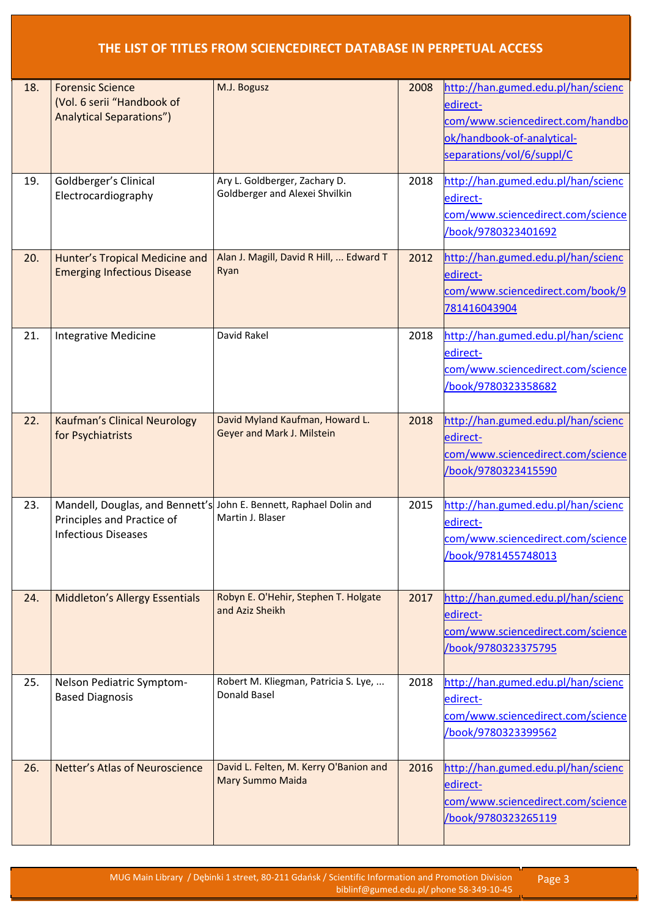# THE LIST OF TITLES FROM SCIENCEDIRECT DATABASE IN PERPETUAL ACCESS

| | | | | |
|---|---|---|---|---|
| 18. | Forensic Science (Vol. 6 serii "Handbook of Analytical Separations") | M.J. Bogusz | 2008 | http://han.gumed.edu.pl/han/sciencedirect-com/www.sciencedirect.com/handbook/handbook-of-analytical-separations/vol/6/suppl/C |
| 19. | Goldberger's Clinical Electrocardiography | Ary L. Goldberger, Zachary D. Goldberger and Alexei Shvilkin | 2018 | http://han.gumed.edu.pl/han/sciencedirect-com/www.sciencedirect.com/science/book/9780323401692 |
| 20. | Hunter's Tropical Medicine and Emerging Infectious Disease | Alan J. Magill, David R Hill, ... Edward T Ryan | 2012 | http://han.gumed.edu.pl/han/sciencedirect-com/www.sciencedirect.com/book/9781416043904 |
| 21. | Integrative Medicine | David Rakel | 2018 | http://han.gumed.edu.pl/han/sciencedirect-com/www.sciencedirect.com/science/book/9780323358682 |
| 22. | Kaufman's Clinical Neurology for Psychiatrists | David Myland Kaufman, Howard L. Geyer and Mark J. Milstein | 2018 | http://han.gumed.edu.pl/han/sciencedirect-com/www.sciencedirect.com/science/book/9780323415590 |
| 23. | Mandell, Douglas, and Bennett's Principles and Practice of Infectious Diseases | John E. Bennett, Raphael Dolin and Martin J. Blaser | 2015 | http://han.gumed.edu.pl/han/sciencedirect-com/www.sciencedirect.com/science/book/9781455748013 |
| 24. | Middleton's Allergy Essentials | Robyn E. O'Hehir, Stephen T. Holgate and Aziz Sheikh | 2017 | http://han.gumed.edu.pl/han/sciencedirect-com/www.sciencedirect.com/science/book/9780323375795 |
| 25. | Nelson Pediatric Symptom-Based Diagnosis | Robert M. Kliegman, Patricia S. Lye, ... Donald Basel | 2018 | http://han.gumed.edu.pl/han/sciencedirect-com/www.sciencedirect.com/science/book/9780323399562 |
| 26. | Netter's Atlas of Neuroscience | David L. Felten, M. Kerry O'Banion and Mary Summo Maida | 2016 | http://han.gumed.edu.pl/han/sciencedirect-com/www.sciencedirect.com/science/book/9780323265119 |

MUG Main Library / Dębinki 1 street, 80-211 Gdańsk / Scientific Information and Promotion Division
biblinf@gumed.edu.pl/ phone 58-349-10-45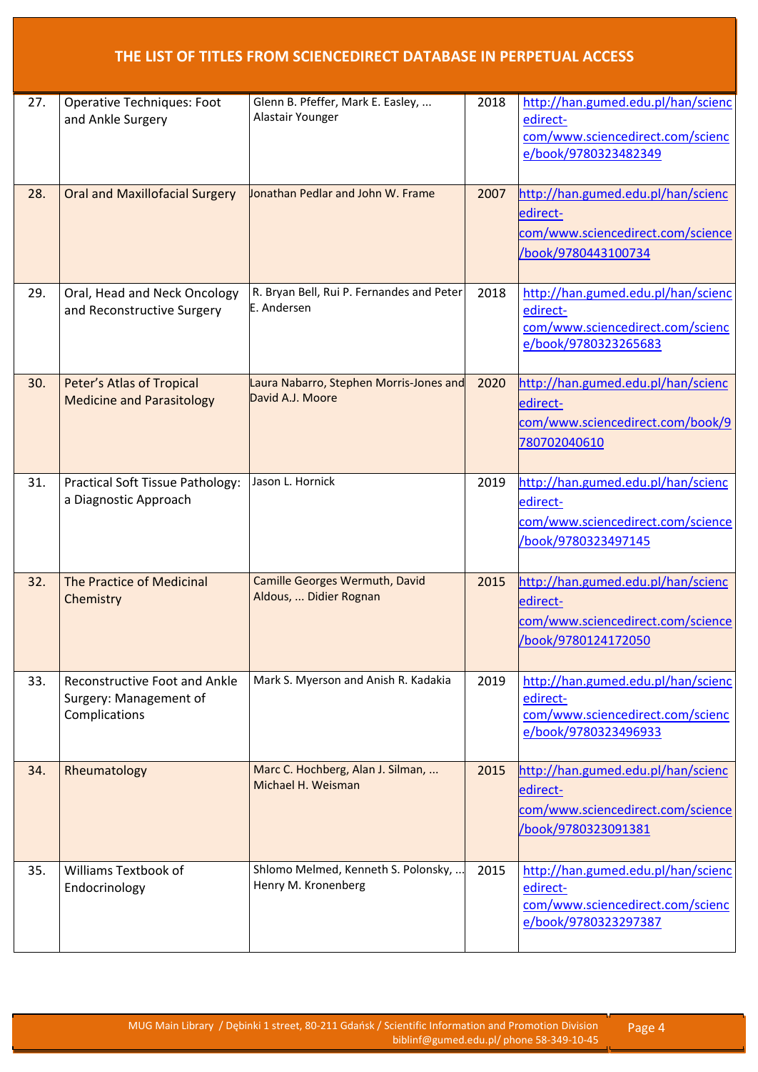| | | | | |
|---|---|---|---|---|
| 27. | Operative Techniques: Foot and Ankle Surgery | Glenn B. Pfeffer, Mark E. Easley, ... Alastair Younger | 2018 | http://han.gumed.edu.pl/han/sciencedirect-com/www.sciencedirect.com/science/book/9780323482349 |
| 28. | Oral and Maxillofacial Surgery | Jonathan Pedlar and John W. Frame | 2007 | http://han.gumed.edu.pl/han/sciencedirect-com/www.sciencedirect.com/science/book/9780443100734 |
| 29. | Oral, Head and Neck Oncology and Reconstructive Surgery | R. Bryan Bell, Rui P. Fernandes and Peter E. Andersen | 2018 | http://han.gumed.edu.pl/han/sciencedirect-com/www.sciencedirect.com/science/book/9780323265683 |
| 30. | Peter's Atlas of Tropical Medicine and Parasitology | Laura Nabarro, Stephen Morris-Jones and David A.J. Moore | 2020 | http://han.gumed.edu.pl/han/sciencedirect-com/www.sciencedirect.com/book/9780702040610 |
| 31. | Practical Soft Tissue Pathology: a Diagnostic Approach | Jason L. Hornick | 2019 | http://han.gumed.edu.pl/han/sciencedirect-com/www.sciencedirect.com/science/book/9780323497145 |
| 32. | The Practice of Medicinal Chemistry | Camille Georges Wermuth, David Aldous, ... Didier Rognan | 2015 | http://han.gumed.edu.pl/han/sciencedirect-com/www.sciencedirect.com/science/book/9780124172050 |
| 33. | Reconstructive Foot and Ankle Surgery: Management of Complications | Mark S. Myerson and Anish R. Kadakia | 2019 | http://han.gumed.edu.pl/han/sciencedirect-com/www.sciencedirect.com/science/book/9780323496933 |
| 34. | Rheumatology | Marc C. Hochberg, Alan J. Silman, ... Michael H. Weisman | 2015 | http://han.gumed.edu.pl/han/sciencedirect-com/www.sciencedirect.com/science/book/9780323091381 |
| 35. | Williams Textbook of Endocrinology | Shlomo Melmed, Kenneth S. Polonsky, ... Henry M. Kronenberg | 2015 | http://han.gumed.edu.pl/han/sciencedirect-com/www.sciencedirect.com/science/book/9780323297387 |